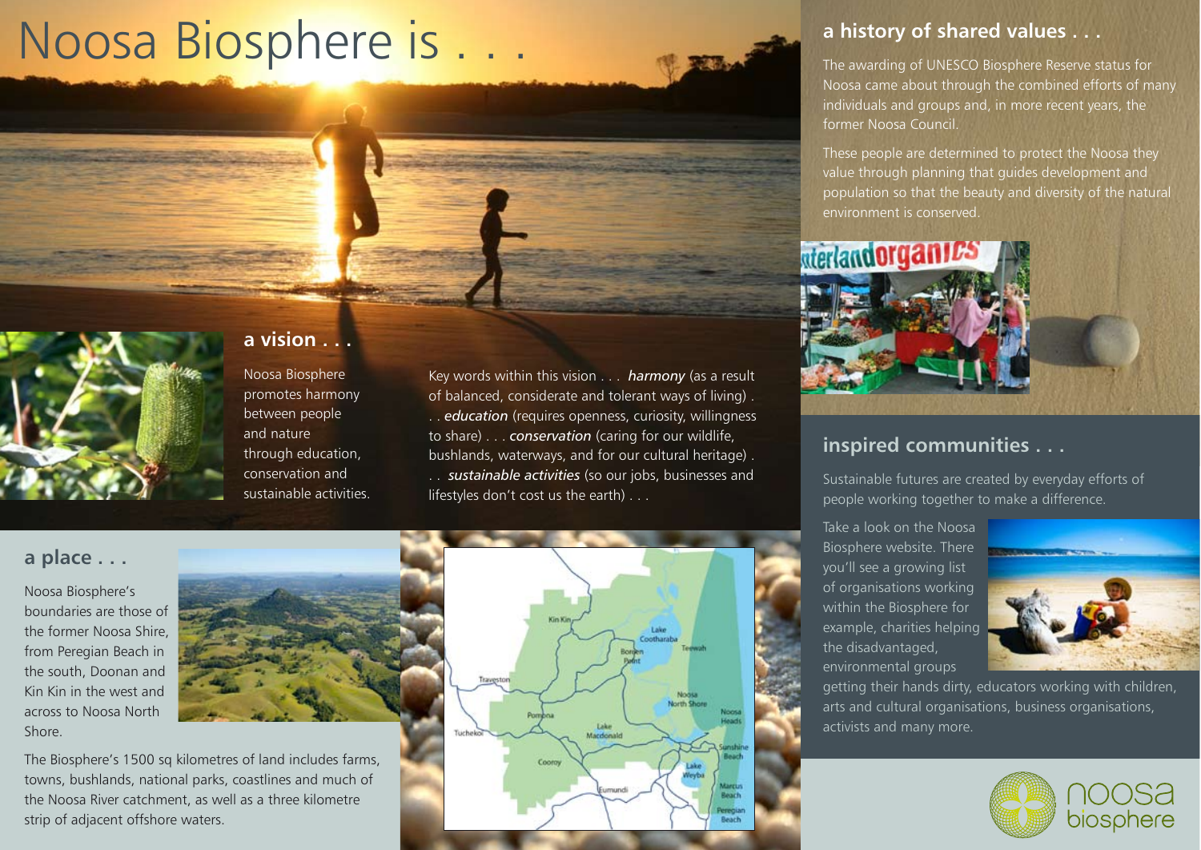# Noosa Biosphere is . . .

## a vision . . .

Noosa Biosphere promotes harmony between people and nature through education, conservation and sustainable activities.

Key words within this vision . . . ***harmony*** (as a result of balanced, considerate and tolerant ways of living) . . . ***education*** (requires openness, curiosity, willingness to share) . . . ***conservation*** (caring for our wildlife, bushlands, waterways, and for our cultural heritage) . . . ***sustainable activities*** (so our jobs, businesses and lifestyles don't cost us the earth) . . .

## a place . . .

Noosa Biosphere's boundaries are those of the former Noosa Shire, from Peregian Beach in the south, Doonan and Kin Kin in the west and across to Noosa North Shore.

The Biosphere's 1500 sq kilometres of land includes farms, towns, bushlands, national parks, coastlines and much of the Noosa River catchment, as well as a three kilometre strip of adjacent offshore waters.

## a history of shared values . . .

The awarding of UNESCO Biosphere Reserve status for Noosa came about through the combined efforts of many individuals and groups and, in more recent years, the former Noosa Council.

These people are determined to protect the Noosa they value through planning that guides development and population so that the beauty and diversity of the natural environment is conserved.

## inspired communities . . .

Sustainable futures are created by everyday efforts of people working together to make a difference.

Take a look on the Noosa Biosphere website. There you'll see a growing list of organisations working within the Biosphere for example, charities helping the disadvantaged, environmental groups getting their hands dirty, educators working with children, arts and cultural organisations, business organisations, activists and many more.

noosa biosphere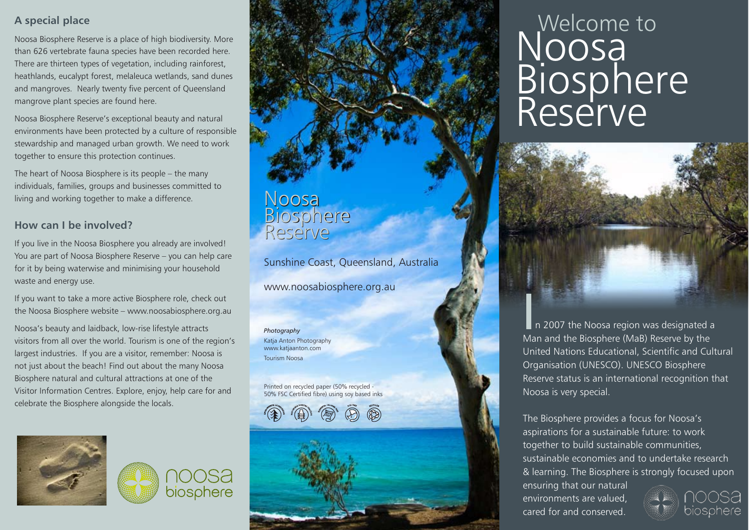## A special place

Noosa Biosphere Reserve is a place of high biodiversity. More than 626 vertebrate fauna species have been recorded here. There are thirteen types of vegetation, including rainforest, heathlands, eucalypt forest, melaleuca wetlands, sand dunes and mangroves. Nearly twenty five percent of Queensland mangrove plant species are found here.

Noosa Biosphere Reserve's exceptional beauty and natural environments have been protected by a culture of responsible stewardship and managed urban growth. We need to work together to ensure this protection continues.

The heart of Noosa Biosphere is its people – the many individuals, families, groups and businesses committed to living and working together to make a difference.

## How can I be involved?

If you live in the Noosa Biosphere you already are involved! You are part of Noosa Biosphere Reserve – you can help care for it by being waterwise and minimising your household waste and energy use.

If you want to take a more active Biosphere role, check out the Noosa Biosphere website – www.noosabiosphere.org.au

Noosa's beauty and laidback, low-rise lifestyle attracts visitors from all over the world. Tourism is one of the region's largest industries. If you are a visitor, remember: Noosa is not just about the beach! Find out about the many Noosa Biosphere natural and cultural attractions at one of the Visitor Information Centres. Explore, enjoy, help care for and celebrate the Biosphere alongside the locals.

noosa biosphere

# Noosa Biosphere Reserve

Sunshine Coast, Queensland, Australia

www.noosabiosphere.org.au

*Photography*
Katja Anton Photography
www.katjaanton.com
Tourism Noosa

Printed on recycled paper (50% recycled - 50% FSC Certified fibre) using soy based inks

# Welcome to Noosa Biosphere Reserve

In 2007 the Noosa region was designated a Man and the Biosphere (MaB) Reserve by the United Nations Educational, Scientific and Cultural Organisation (UNESCO). UNESCO Biosphere Reserve status is an international recognition that Noosa is very special.

The Biosphere provides a focus for Noosa's aspirations for a sustainable future: to work together to build sustainable communities, sustainable economies and to undertake research & learning. The Biosphere is strongly focused upon ensuring that our natural environments are valued, cared for and conserved.

noosa biosphere